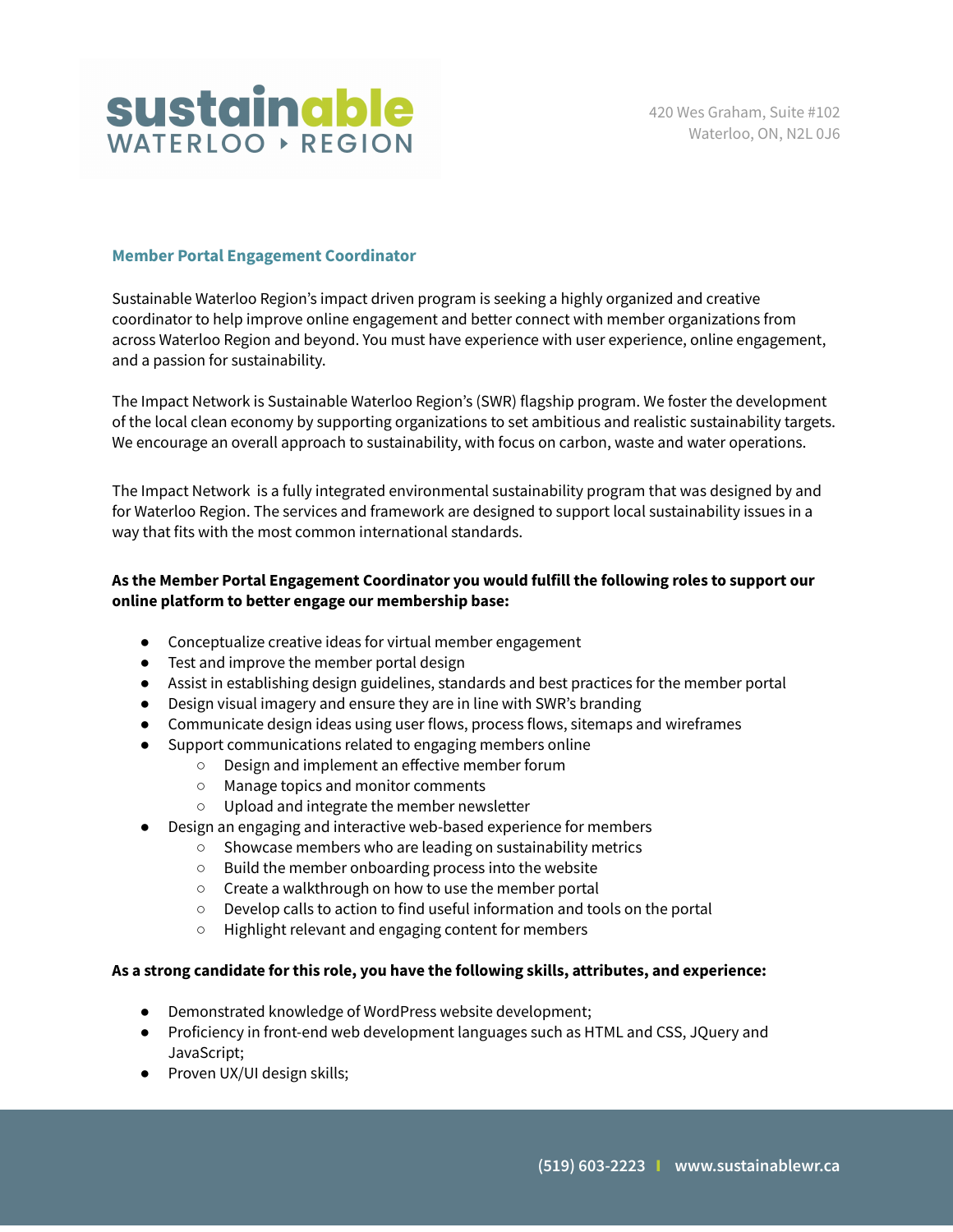sustainable WATERLOO ▸ REGION

420 Wes Graham, Suite #102
Waterloo, ON, N2L 0J6

## Member Portal Engagement Coordinator

Sustainable Waterloo Region's impact driven program is seeking a highly organized and creative coordinator to help improve online engagement and better connect with member organizations from across Waterloo Region and beyond. You must have experience with user experience, online engagement, and a passion for sustainability.

The Impact Network is Sustainable Waterloo Region's (SWR) flagship program. We foster the development of the local clean economy by supporting organizations to set ambitious and realistic sustainability targets. We encourage an overall approach to sustainability, with focus on carbon, waste and water operations.

The Impact Network is a fully integrated environmental sustainability program that was designed by and for Waterloo Region. The services and framework are designed to support local sustainability issues in a way that fits with the most common international standards.

**As the Member Portal Engagement Coordinator you would fulfill the following roles to support our online platform to better engage our membership base:**

- Conceptualize creative ideas for virtual member engagement
- Test and improve the member portal design
- Assist in establishing design guidelines, standards and best practices for the member portal
- Design visual imagery and ensure they are in line with SWR's branding
- Communicate design ideas using user flows, process flows, sitemaps and wireframes
- Support communications related to engaging members online
  - Design and implement an effective member forum
  - Manage topics and monitor comments
  - Upload and integrate the member newsletter
- Design an engaging and interactive web-based experience for members
  - Showcase members who are leading on sustainability metrics
  - Build the member onboarding process into the website
  - Create a walkthrough on how to use the member portal
  - Develop calls to action to find useful information and tools on the portal
  - Highlight relevant and engaging content for members

**As a strong candidate for this role, you have the following skills, attributes, and experience:**

- Demonstrated knowledge of WordPress website development;
- Proficiency in front-end web development languages such as HTML and CSS, JQuery and JavaScript;
- Proven UX/UI design skills;

(519) 603-2223 | www.sustainablewr.ca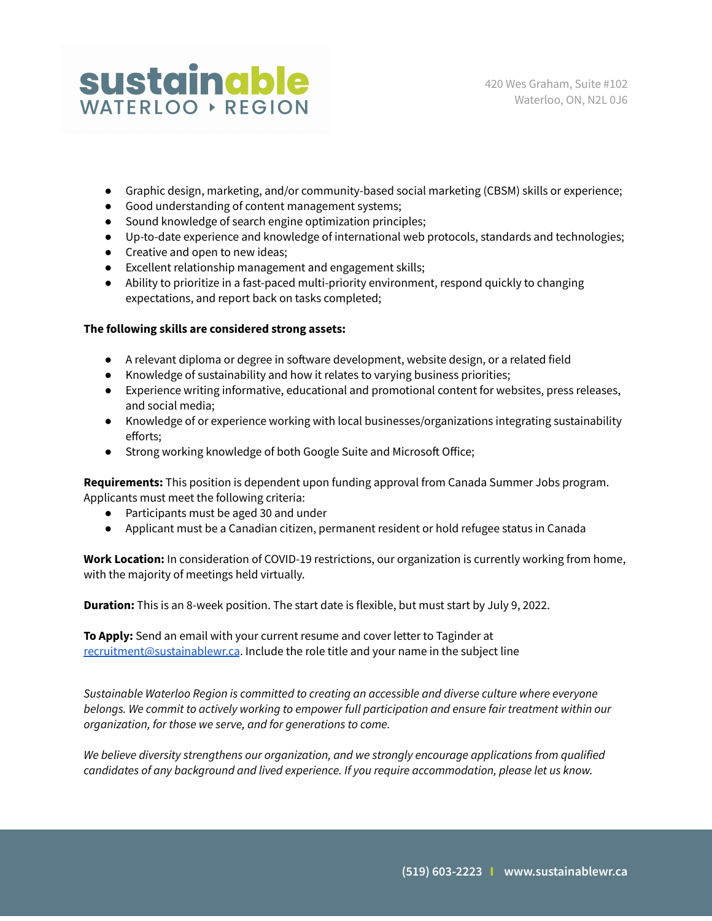- Graphic design, marketing, and/or community-based social marketing (CBSM) skills or experience;
- Good understanding of content management systems;
- Sound knowledge of search engine optimization principles;
- Up-to-date experience and knowledge of international web protocols, standards and technologies;
- Creative and open to new ideas;
- Excellent relationship management and engagement skills;
- Ability to prioritize in a fast-paced multi-priority environment, respond quickly to changing expectations, and report back on tasks completed;

**The following skills are considered strong assets:**

- A relevant diploma or degree in software development, website design, or a related field
- Knowledge of sustainability and how it relates to varying business priorities;
- Experience writing informative, educational and promotional content for websites, press releases, and social media;
- Knowledge of or experience working with local businesses/organizations integrating sustainability efforts;
- Strong working knowledge of both Google Suite and Microsoft Office;

**Requirements:** This position is dependent upon funding approval from Canada Summer Jobs program. Applicants must meet the following criteria:

- Participants must be aged 30 and under
- Applicant must be a Canadian citizen, permanent resident or hold refugee status in Canada

**Work Location:** In consideration of COVID-19 restrictions, our organization is currently working from home, with the majority of meetings held virtually.

**Duration:** This is an 8-week position. The start date is flexible, but must start by July 9, 2022.

**To Apply:** Send an email with your current resume and cover letter to Taginder at recruitment@sustainablewr.ca. Include the role title and your name in the subject line

*Sustainable Waterloo Region is committed to creating an accessible and diverse culture where everyone belongs. We commit to actively working to empower full participation and ensure fair treatment within our organization, for those we serve, and for generations to come.*

*We believe diversity strengthens our organization, and we strongly encourage applications from qualified candidates of any background and lived experience. If you require accommodation, please let us know.*